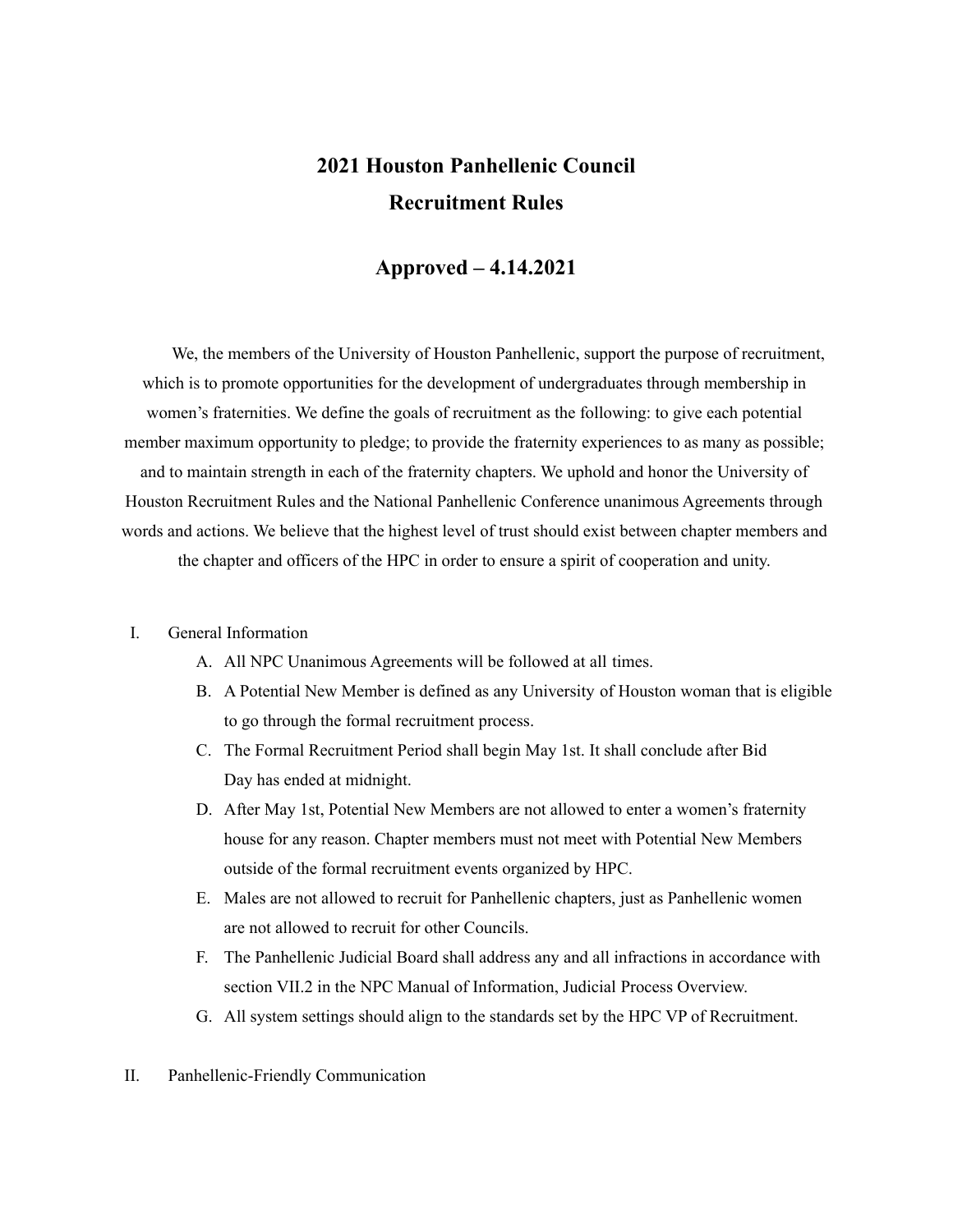# 2021 Houston Panhellenic Council Recruitment Rules

## Approved – 4.14.2021

We, the members of the University of Houston Panhellenic, support the purpose of recruitment, which is to promote opportunities for the development of undergraduates through membership in women's fraternities. We define the goals of recruitment as the following: to give each potential member maximum opportunity to pledge; to provide the fraternity experiences to as many as possible; and to maintain strength in each of the fraternity chapters. We uphold and honor the University of Houston Recruitment Rules and the National Panhellenic Conference unanimous Agreements through words and actions. We believe that the highest level of trust should exist between chapter members and the chapter and officers of the HPC in order to ensure a spirit of cooperation and unity.

I. General Information

   A. All NPC Unanimous Agreements will be followed at all times.

   B. A Potential New Member is defined as any University of Houston woman that is eligible to go through the formal recruitment process.

   C. The Formal Recruitment Period shall begin May 1st. It shall conclude after Bid Day has ended at midnight.

   D. After May 1st, Potential New Members are not allowed to enter a women's fraternity house for any reason. Chapter members must not meet with Potential New Members outside of the formal recruitment events organized by HPC.

   E. Males are not allowed to recruit for Panhellenic chapters, just as Panhellenic women are not allowed to recruit for other Councils.

   F. The Panhellenic Judicial Board shall address any and all infractions in accordance with section VII.2 in the NPC Manual of Information, Judicial Process Overview.

   G. All system settings should align to the standards set by the HPC VP of Recruitment.

II. Panhellenic-Friendly Communication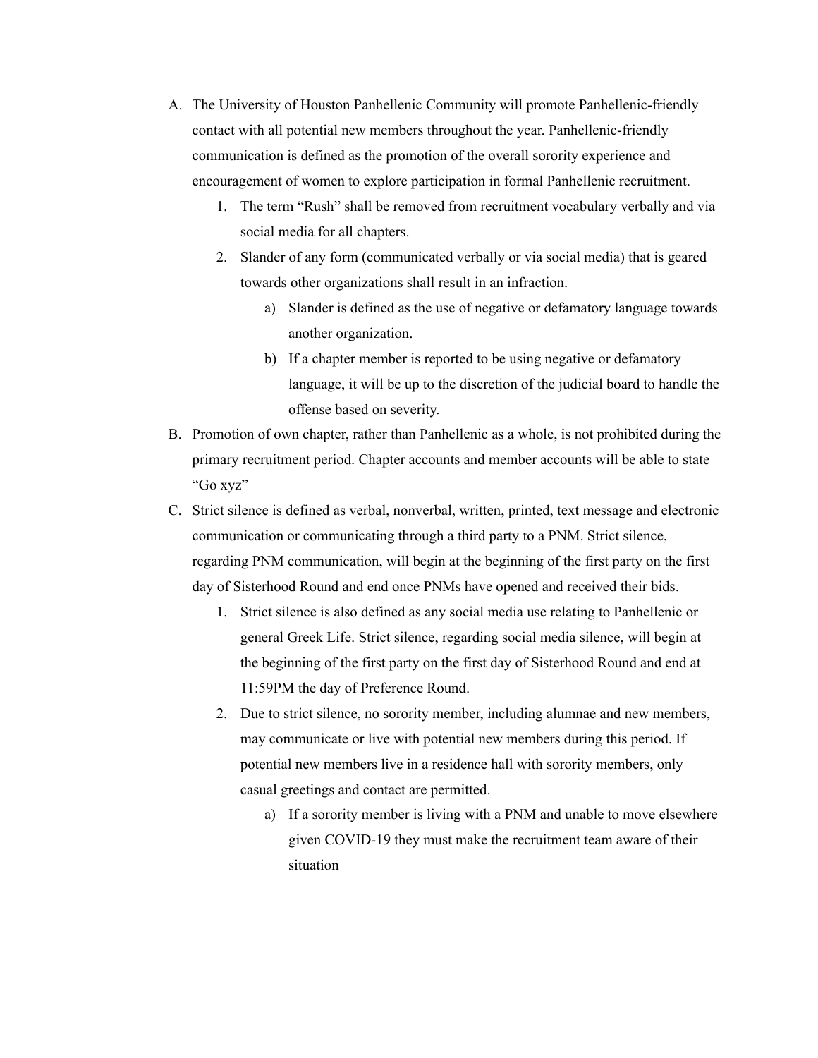A. The University of Houston Panhellenic Community will promote Panhellenic-friendly contact with all potential new members throughout the year. Panhellenic-friendly communication is defined as the promotion of the overall sorority experience and encouragement of women to explore participation in formal Panhellenic recruitment.
    1. The term "Rush" shall be removed from recruitment vocabulary verbally and via social media for all chapters.
    2. Slander of any form (communicated verbally or via social media) that is geared towards other organizations shall result in an infraction.
        a) Slander is defined as the use of negative or defamatory language towards another organization.
        b) If a chapter member is reported to be using negative or defamatory language, it will be up to the discretion of the judicial board to handle the offense based on severity.

B. Promotion of own chapter, rather than Panhellenic as a whole, is not prohibited during the primary recruitment period. Chapter accounts and member accounts will be able to state "Go xyz"

C. Strict silence is defined as verbal, nonverbal, written, printed, text message and electronic communication or communicating through a third party to a PNM. Strict silence, regarding PNM communication, will begin at the beginning of the first party on the first day of Sisterhood Round and end once PNMs have opened and received their bids.
    1. Strict silence is also defined as any social media use relating to Panhellenic or general Greek Life. Strict silence, regarding social media silence, will begin at the beginning of the first party on the first day of Sisterhood Round and end at 11:59PM the day of Preference Round.
    2. Due to strict silence, no sorority member, including alumnae and new members, may communicate or live with potential new members during this period. If potential new members live in a residence hall with sorority members, only casual greetings and contact are permitted.
        a) If a sorority member is living with a PNM and unable to move elsewhere given COVID-19 they must make the recruitment team aware of their situation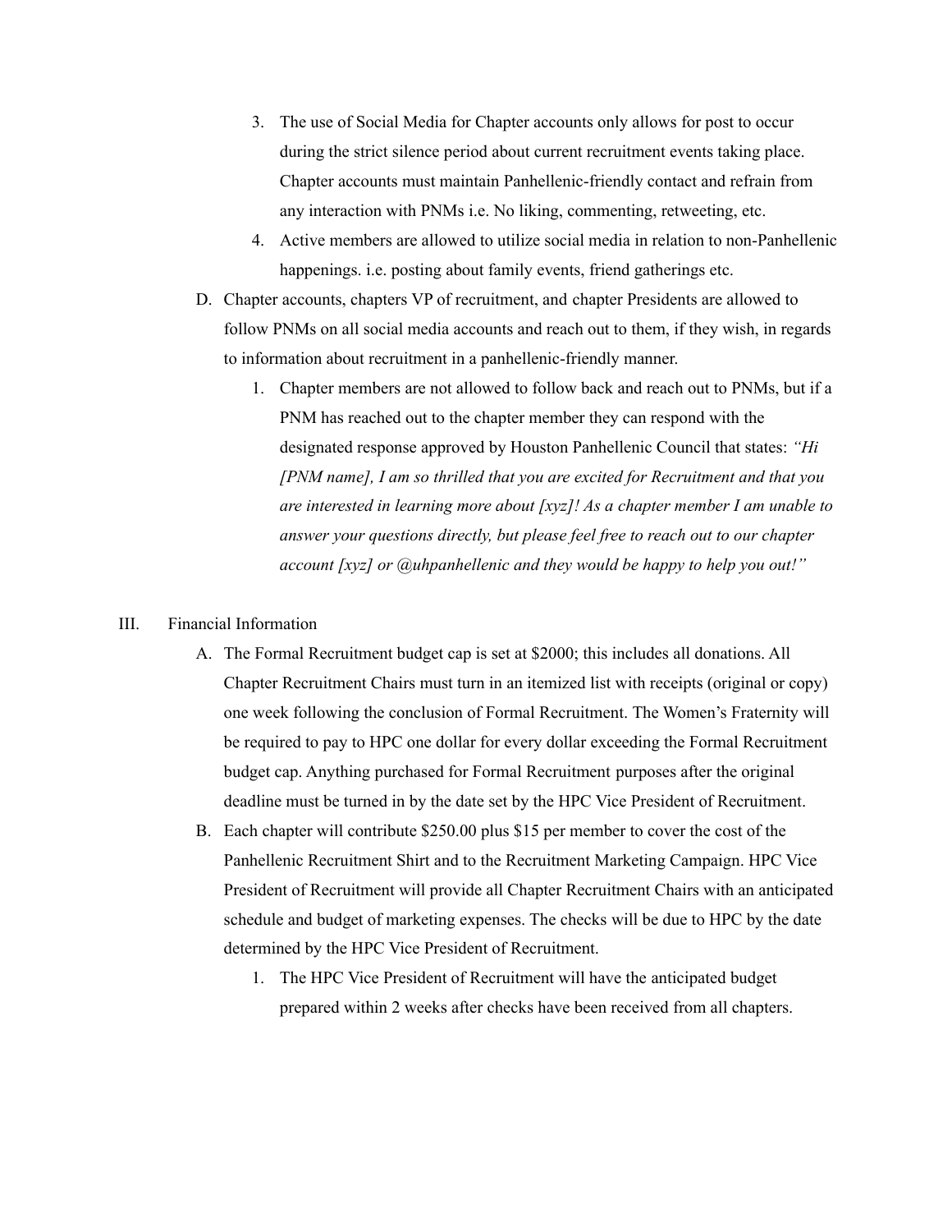3. The use of Social Media for Chapter accounts only allows for post to occur during the strict silence period about current recruitment events taking place. Chapter accounts must maintain Panhellenic-friendly contact and refrain from any interaction with PNMs i.e. No liking, commenting, retweeting, etc.
4. Active members are allowed to utilize social media in relation to non-Panhellenic happenings. i.e. posting about family events, friend gatherings etc.

D. Chapter accounts, chapters VP of recruitment, and chapter Presidents are allowed to follow PNMs on all social media accounts and reach out to them, if they wish, in regards to information about recruitment in a panhellenic-friendly manner.

1. Chapter members are not allowed to follow back and reach out to PNMs, but if a PNM has reached out to the chapter member they can respond with the designated response approved by Houston Panhellenic Council that states: *"Hi [PNM name], I am so thrilled that you are excited for Recruitment and that you are interested in learning more about [xyz]! As a chapter member I am unable to answer your questions directly, but please feel free to reach out to our chapter account [xyz] or @uhpanhellenic and they would be happy to help you out!"*

## III. Financial Information

A. The Formal Recruitment budget cap is set at $2000; this includes all donations. All Chapter Recruitment Chairs must turn in an itemized list with receipts (original or copy) one week following the conclusion of Formal Recruitment. The Women's Fraternity will be required to pay to HPC one dollar for every dollar exceeding the Formal Recruitment budget cap. Anything purchased for Formal Recruitment purposes after the original deadline must be turned in by the date set by the HPC Vice President of Recruitment.

B. Each chapter will contribute $250.00 plus $15 per member to cover the cost of the Panhellenic Recruitment Shirt and to the Recruitment Marketing Campaign. HPC Vice President of Recruitment will provide all Chapter Recruitment Chairs with an anticipated schedule and budget of marketing expenses. The checks will be due to HPC by the date determined by the HPC Vice President of Recruitment.

1. The HPC Vice President of Recruitment will have the anticipated budget prepared within 2 weeks after checks have been received from all chapters.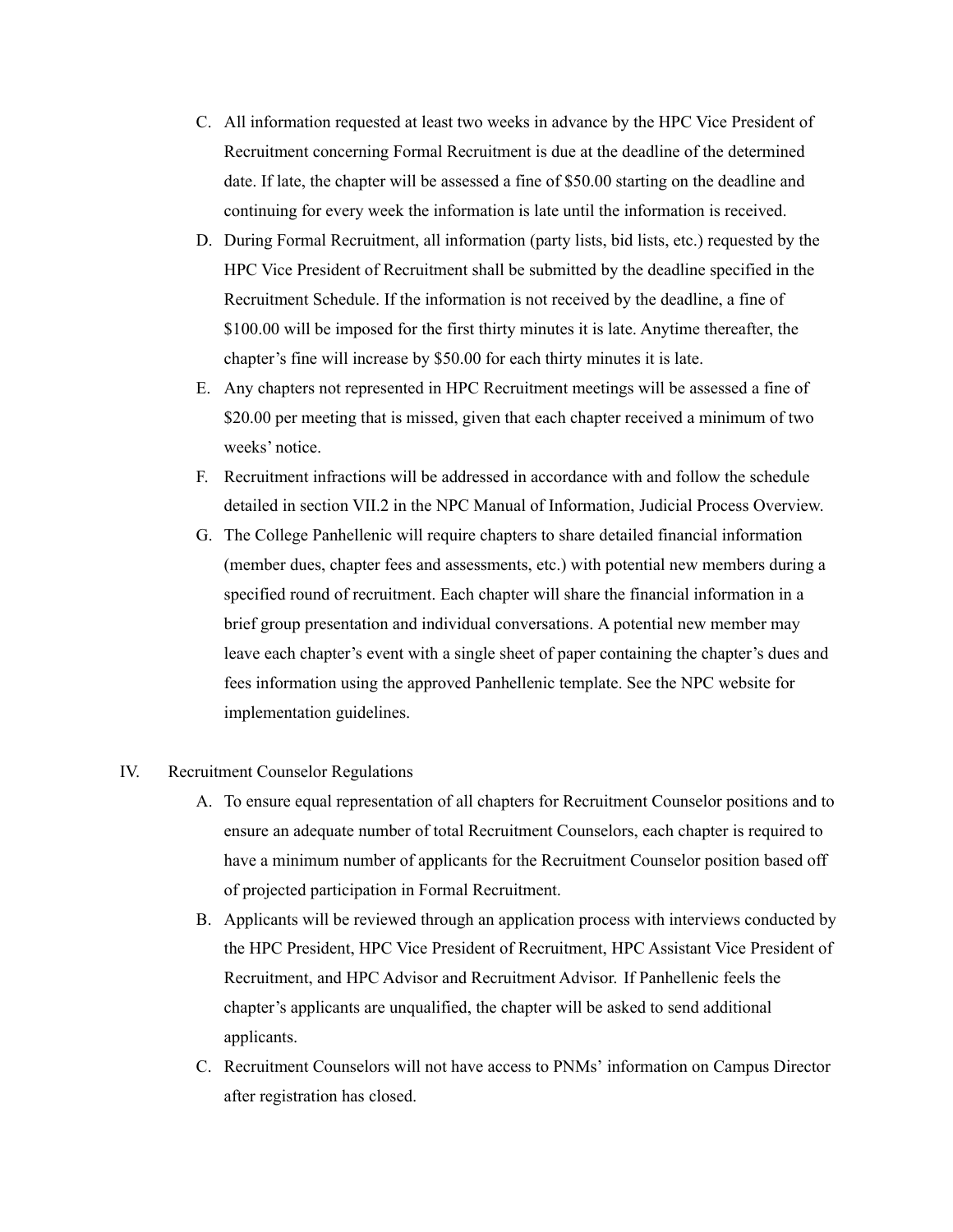C. All information requested at least two weeks in advance by the HPC Vice President of Recruitment concerning Formal Recruitment is due at the deadline of the determined date. If late, the chapter will be assessed a fine of $50.00 starting on the deadline and continuing for every week the information is late until the information is received.

D. During Formal Recruitment, all information (party lists, bid lists, etc.) requested by the HPC Vice President of Recruitment shall be submitted by the deadline specified in the Recruitment Schedule. If the information is not received by the deadline, a fine of $100.00 will be imposed for the first thirty minutes it is late. Anytime thereafter, the chapter's fine will increase by $50.00 for each thirty minutes it is late.

E. Any chapters not represented in HPC Recruitment meetings will be assessed a fine of $20.00 per meeting that is missed, given that each chapter received a minimum of two weeks' notice.

F. Recruitment infractions will be addressed in accordance with and follow the schedule detailed in section VII.2 in the NPC Manual of Information, Judicial Process Overview.

G. The College Panhellenic will require chapters to share detailed financial information (member dues, chapter fees and assessments, etc.) with potential new members during a specified round of recruitment. Each chapter will share the financial information in a brief group presentation and individual conversations. A potential new member may leave each chapter's event with a single sheet of paper containing the chapter's dues and fees information using the approved Panhellenic template. See the NPC website for implementation guidelines.

IV. Recruitment Counselor Regulations

A. To ensure equal representation of all chapters for Recruitment Counselor positions and to ensure an adequate number of total Recruitment Counselors, each chapter is required to have a minimum number of applicants for the Recruitment Counselor position based off of projected participation in Formal Recruitment.

B. Applicants will be reviewed through an application process with interviews conducted by the HPC President, HPC Vice President of Recruitment, HPC Assistant Vice President of Recruitment, and HPC Advisor and Recruitment Advisor. If Panhellenic feels the chapter's applicants are unqualified, the chapter will be asked to send additional applicants.

C. Recruitment Counselors will not have access to PNMs' information on Campus Director after registration has closed.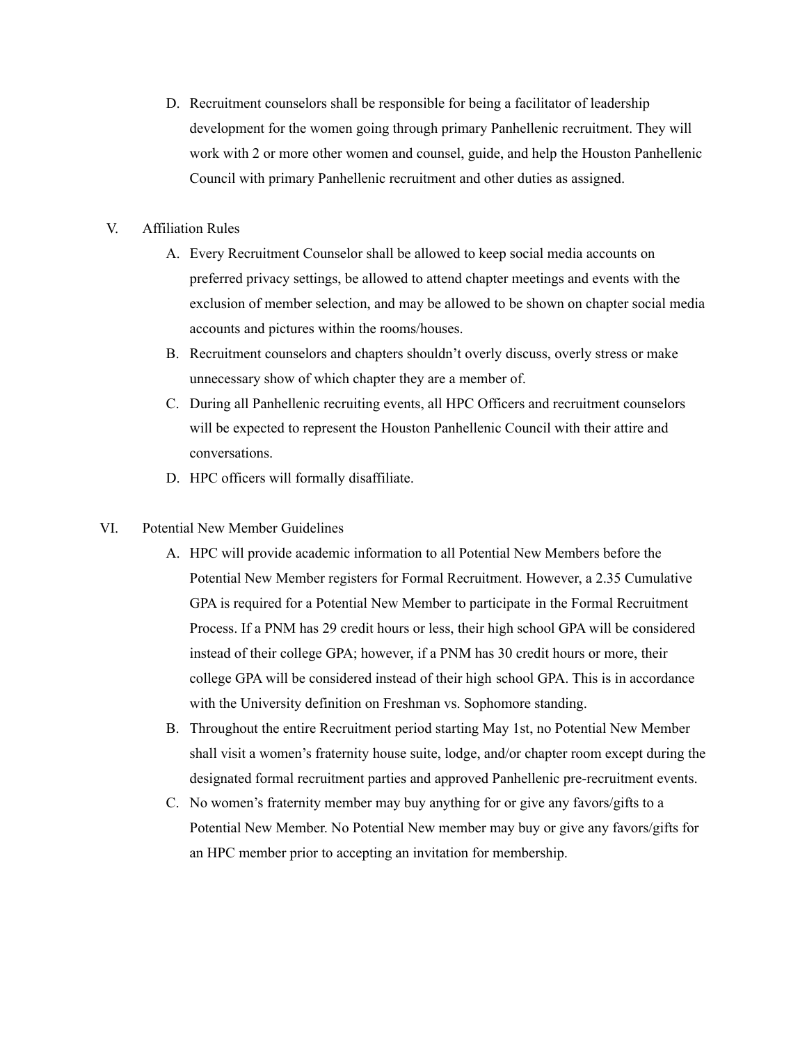D. Recruitment counselors shall be responsible for being a facilitator of leadership development for the women going through primary Panhellenic recruitment. They will work with 2 or more other women and counsel, guide, and help the Houston Panhellenic Council with primary Panhellenic recruitment and other duties as assigned.

V. Affiliation Rules

A. Every Recruitment Counselor shall be allowed to keep social media accounts on preferred privacy settings, be allowed to attend chapter meetings and events with the exclusion of member selection, and may be allowed to be shown on chapter social media accounts and pictures within the rooms/houses.

B. Recruitment counselors and chapters shouldn't overly discuss, overly stress or make unnecessary show of which chapter they are a member of.

C. During all Panhellenic recruiting events, all HPC Officers and recruitment counselors will be expected to represent the Houston Panhellenic Council with their attire and conversations.

D. HPC officers will formally disaffiliate.

VI. Potential New Member Guidelines

A. HPC will provide academic information to all Potential New Members before the Potential New Member registers for Formal Recruitment. However, a 2.35 Cumulative GPA is required for a Potential New Member to participate in the Formal Recruitment Process. If a PNM has 29 credit hours or less, their high school GPA will be considered instead of their college GPA; however, if a PNM has 30 credit hours or more, their college GPA will be considered instead of their high school GPA. This is in accordance with the University definition on Freshman vs. Sophomore standing.

B. Throughout the entire Recruitment period starting May 1st, no Potential New Member shall visit a women's fraternity house suite, lodge, and/or chapter room except during the designated formal recruitment parties and approved Panhellenic pre-recruitment events.

C. No women's fraternity member may buy anything for or give any favors/gifts to a Potential New Member. No Potential New member may buy or give any favors/gifts for an HPC member prior to accepting an invitation for membership.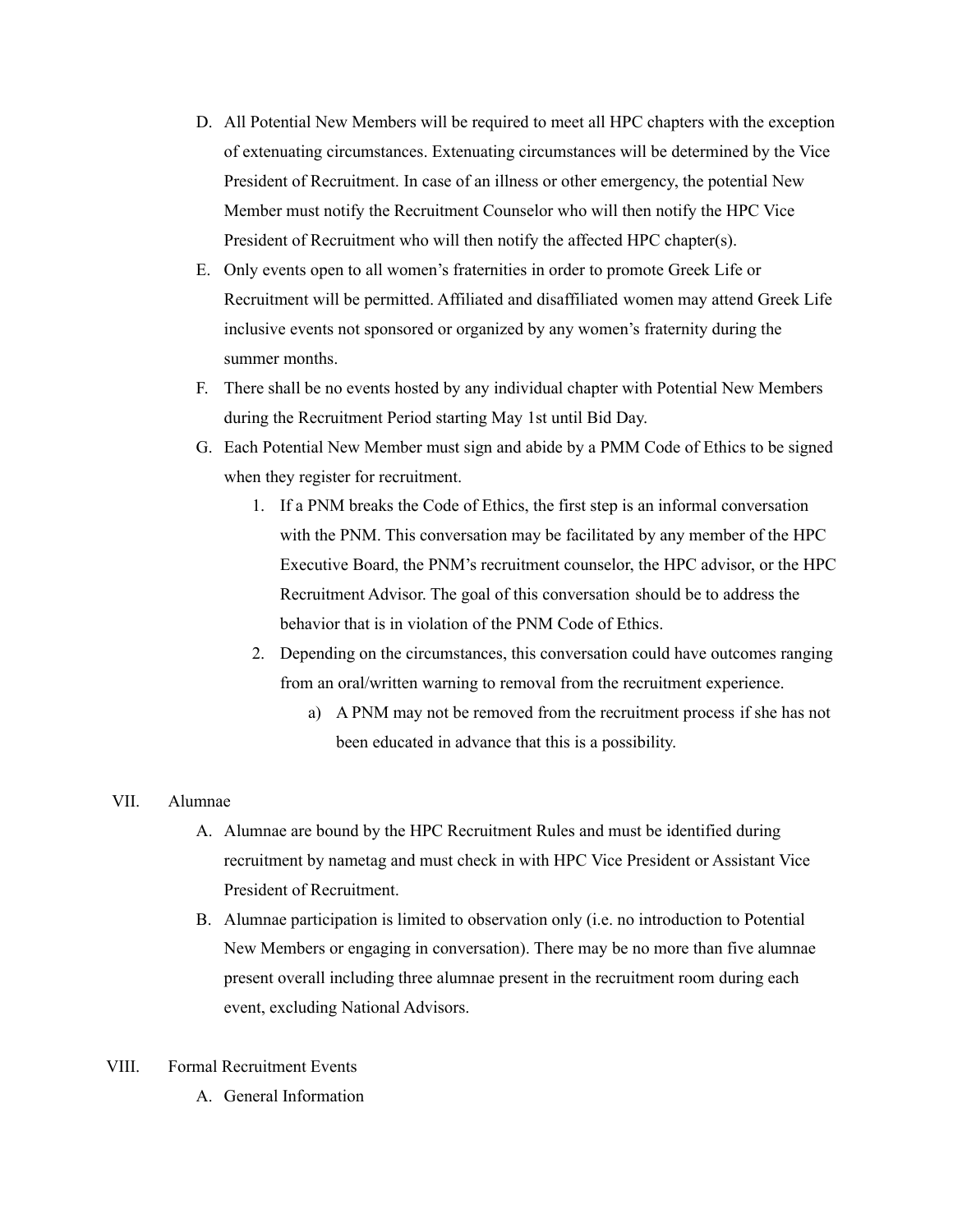D. All Potential New Members will be required to meet all HPC chapters with the exception of extenuating circumstances. Extenuating circumstances will be determined by the Vice President of Recruitment. In case of an illness or other emergency, the potential New Member must notify the Recruitment Counselor who will then notify the HPC Vice President of Recruitment who will then notify the affected HPC chapter(s).

E. Only events open to all women's fraternities in order to promote Greek Life or Recruitment will be permitted. Affiliated and disaffiliated women may attend Greek Life inclusive events not sponsored or organized by any women's fraternity during the summer months.

F. There shall be no events hosted by any individual chapter with Potential New Members during the Recruitment Period starting May 1st until Bid Day.

G. Each Potential New Member must sign and abide by a PMM Code of Ethics to be signed when they register for recruitment.

   1. If a PNM breaks the Code of Ethics, the first step is an informal conversation with the PNM. This conversation may be facilitated by any member of the HPC Executive Board, the PNM's recruitment counselor, the HPC advisor, or the HPC Recruitment Advisor. The goal of this conversation should be to address the behavior that is in violation of the PNM Code of Ethics.
   2. Depending on the circumstances, this conversation could have outcomes ranging from an oral/written warning to removal from the recruitment experience.
      a) A PNM may not be removed from the recruitment process if she has not been educated in advance that this is a possibility.

## VII. Alumnae

A. Alumnae are bound by the HPC Recruitment Rules and must be identified during recruitment by nametag and must check in with HPC Vice President or Assistant Vice President of Recruitment.

B. Alumnae participation is limited to observation only (i.e. no introduction to Potential New Members or engaging in conversation). There may be no more than five alumnae present overall including three alumnae present in the recruitment room during each event, excluding National Advisors.

## VIII. Formal Recruitment Events

A. General Information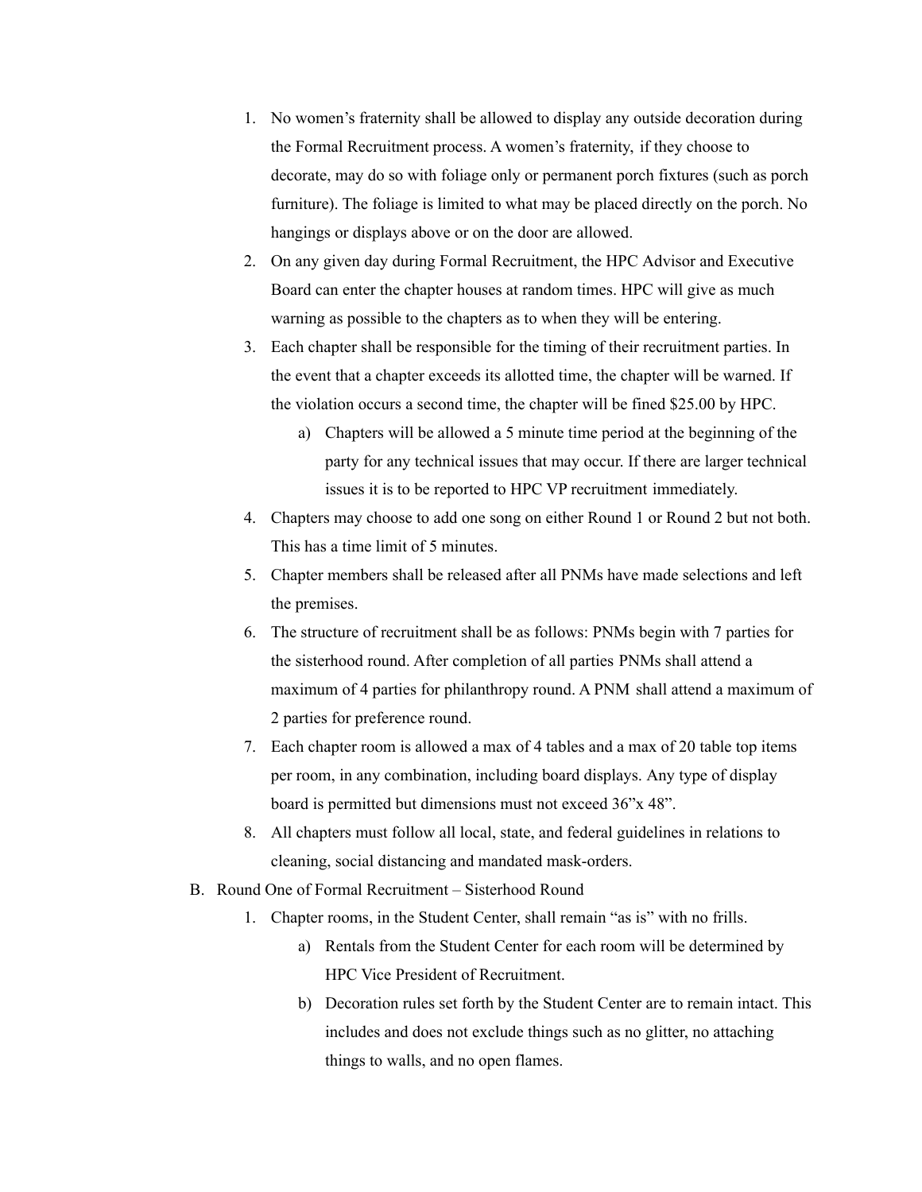1. No women's fraternity shall be allowed to display any outside decoration during the Formal Recruitment process. A women's fraternity, if they choose to decorate, may do so with foliage only or permanent porch fixtures (such as porch furniture). The foliage is limited to what may be placed directly on the porch. No hangings or displays above or on the door are allowed.
2. On any given day during Formal Recruitment, the HPC Advisor and Executive Board can enter the chapter houses at random times. HPC will give as much warning as possible to the chapters as to when they will be entering.
3. Each chapter shall be responsible for the timing of their recruitment parties. In the event that a chapter exceeds its allotted time, the chapter will be warned. If the violation occurs a second time, the chapter will be fined $25.00 by HPC.
    a) Chapters will be allowed a 5 minute time period at the beginning of the party for any technical issues that may occur. If there are larger technical issues it is to be reported to HPC VP recruitment immediately.
4. Chapters may choose to add one song on either Round 1 or Round 2 but not both. This has a time limit of 5 minutes.
5. Chapter members shall be released after all PNMs have made selections and left the premises.
6. The structure of recruitment shall be as follows: PNMs begin with 7 parties for the sisterhood round. After completion of all parties PNMs shall attend a maximum of 4 parties for philanthropy round. A PNM shall attend a maximum of 2 parties for preference round.
7. Each chapter room is allowed a max of 4 tables and a max of 20 table top items per room, in any combination, including board displays. Any type of display board is permitted but dimensions must not exceed 36"x 48".
8. All chapters must follow all local, state, and federal guidelines in relations to cleaning, social distancing and mandated mask-orders.

B. Round One of Formal Recruitment – Sisterhood Round

1. Chapter rooms, in the Student Center, shall remain "as is" with no frills.
    a) Rentals from the Student Center for each room will be determined by HPC Vice President of Recruitment.
    b) Decoration rules set forth by the Student Center are to remain intact. This includes and does not exclude things such as no glitter, no attaching things to walls, and no open flames.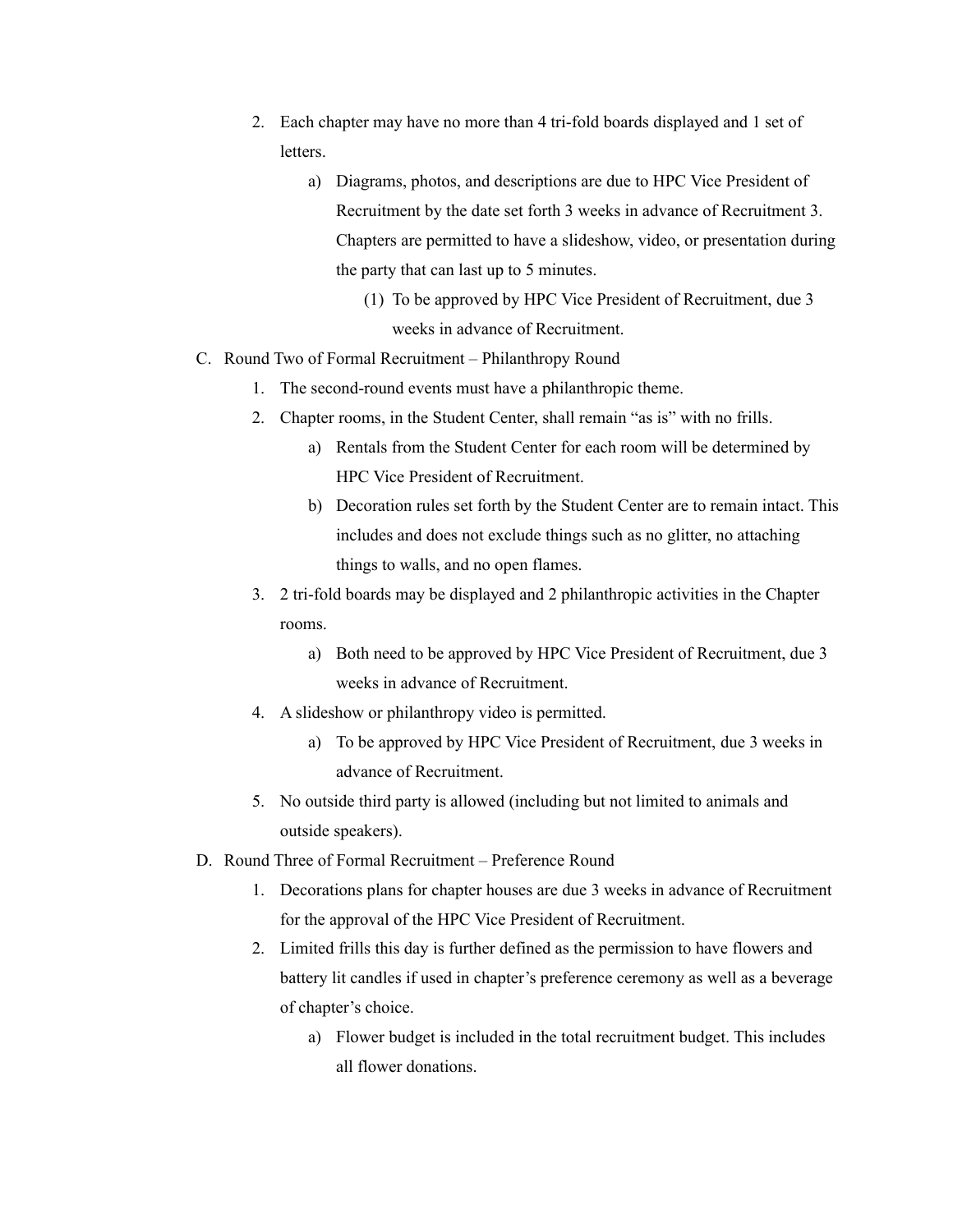2. Each chapter may have no more than 4 tri-fold boards displayed and 1 set of letters.
    a) Diagrams, photos, and descriptions are due to HPC Vice President of Recruitment by the date set forth 3 weeks in advance of Recruitment 3. Chapters are permitted to have a slideshow, video, or presentation during the party that can last up to 5 minutes.
        (1) To be approved by HPC Vice President of Recruitment, due 3 weeks in advance of Recruitment.

C. Round Two of Formal Recruitment – Philanthropy Round
1. The second-round events must have a philanthropic theme.
2. Chapter rooms, in the Student Center, shall remain “as is” with no frills.
    a) Rentals from the Student Center for each room will be determined by HPC Vice President of Recruitment.
    b) Decoration rules set forth by the Student Center are to remain intact. This includes and does not exclude things such as no glitter, no attaching things to walls, and no open flames.
3. 2 tri-fold boards may be displayed and 2 philanthropic activities in the Chapter rooms.
    a) Both need to be approved by HPC Vice President of Recruitment, due 3 weeks in advance of Recruitment.
4. A slideshow or philanthropy video is permitted.
    a) To be approved by HPC Vice President of Recruitment, due 3 weeks in advance of Recruitment.
5. No outside third party is allowed (including but not limited to animals and outside speakers).

D. Round Three of Formal Recruitment – Preference Round
1. Decorations plans for chapter houses are due 3 weeks in advance of Recruitment for the approval of the HPC Vice President of Recruitment.
2. Limited frills this day is further defined as the permission to have flowers and battery lit candles if used in chapter’s preference ceremony as well as a beverage of chapter’s choice.
    a) Flower budget is included in the total recruitment budget. This includes all flower donations.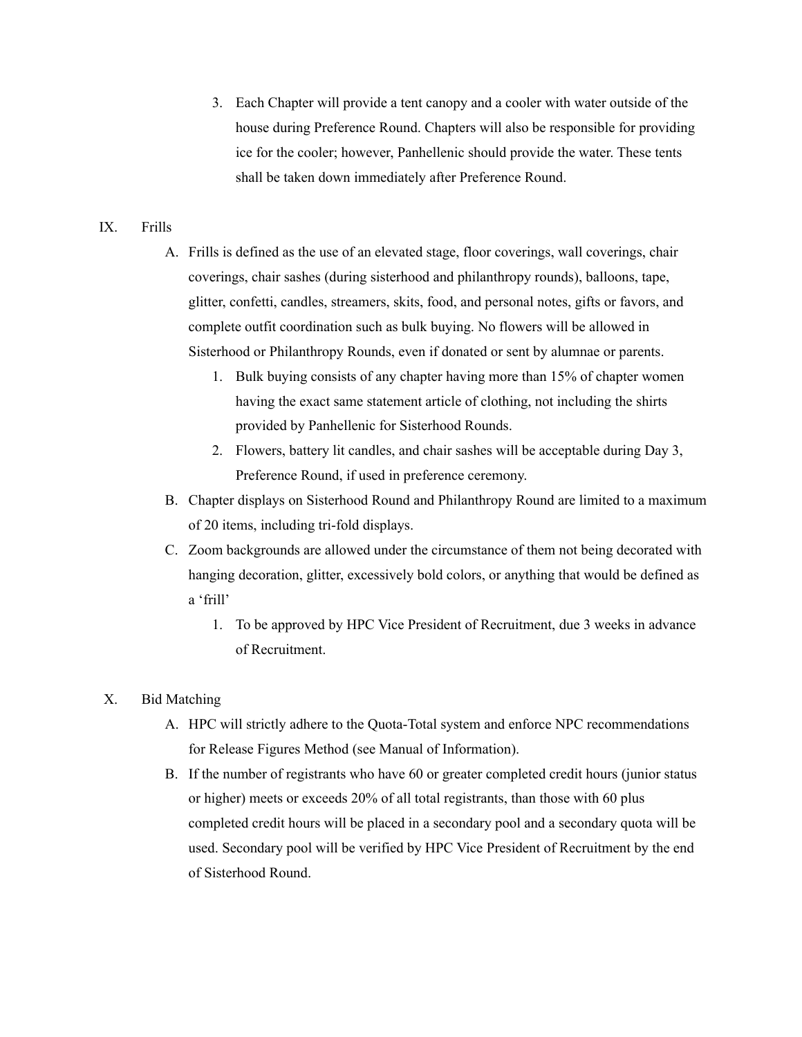3. Each Chapter will provide a tent canopy and a cooler with water outside of the house during Preference Round. Chapters will also be responsible for providing ice for the cooler; however, Panhellenic should provide the water. These tents shall be taken down immediately after Preference Round.

IX. Frills

A. Frills is defined as the use of an elevated stage, floor coverings, wall coverings, chair coverings, chair sashes (during sisterhood and philanthropy rounds), balloons, tape, glitter, confetti, candles, streamers, skits, food, and personal notes, gifts or favors, and complete outfit coordination such as bulk buying. No flowers will be allowed in Sisterhood or Philanthropy Rounds, even if donated or sent by alumnae or parents.

1. Bulk buying consists of any chapter having more than 15% of chapter women having the exact same statement article of clothing, not including the shirts provided by Panhellenic for Sisterhood Rounds.
2. Flowers, battery lit candles, and chair sashes will be acceptable during Day 3, Preference Round, if used in preference ceremony.

B. Chapter displays on Sisterhood Round and Philanthropy Round are limited to a maximum of 20 items, including tri-fold displays.

C. Zoom backgrounds are allowed under the circumstance of them not being decorated with hanging decoration, glitter, excessively bold colors, or anything that would be defined as a 'frill'

1. To be approved by HPC Vice President of Recruitment, due 3 weeks in advance of Recruitment.

X. Bid Matching

A. HPC will strictly adhere to the Quota-Total system and enforce NPC recommendations for Release Figures Method (see Manual of Information).

B. If the number of registrants who have 60 or greater completed credit hours (junior status or higher) meets or exceeds 20% of all total registrants, than those with 60 plus completed credit hours will be placed in a secondary pool and a secondary quota will be used. Secondary pool will be verified by HPC Vice President of Recruitment by the end of Sisterhood Round.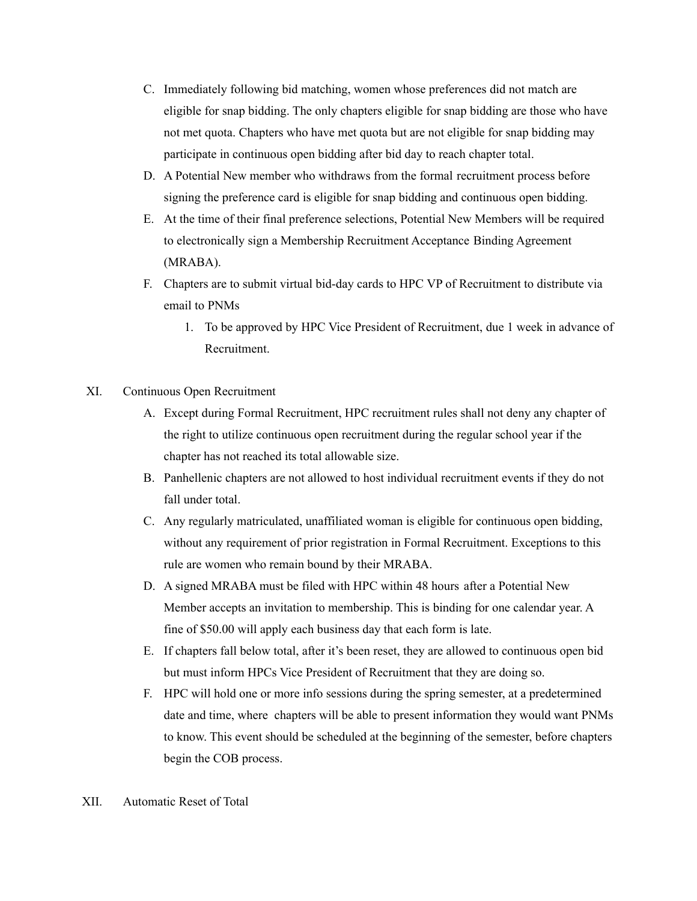C. Immediately following bid matching, women whose preferences did not match are eligible for snap bidding. The only chapters eligible for snap bidding are those who have not met quota. Chapters who have met quota but are not eligible for snap bidding may participate in continuous open bidding after bid day to reach chapter total.

D. A Potential New member who withdraws from the formal recruitment process before signing the preference card is eligible for snap bidding and continuous open bidding.

E. At the time of their final preference selections, Potential New Members will be required to electronically sign a Membership Recruitment Acceptance Binding Agreement (MRABA).

F. Chapters are to submit virtual bid-day cards to HPC VP of Recruitment to distribute via email to PNMs

  1. To be approved by HPC Vice President of Recruitment, due 1 week in advance of Recruitment.

## XI. Continuous Open Recruitment

A. Except during Formal Recruitment, HPC recruitment rules shall not deny any chapter of the right to utilize continuous open recruitment during the regular school year if the chapter has not reached its total allowable size.

B. Panhellenic chapters are not allowed to host individual recruitment events if they do not fall under total.

C. Any regularly matriculated, unaffiliated woman is eligible for continuous open bidding, without any requirement of prior registration in Formal Recruitment. Exceptions to this rule are women who remain bound by their MRABA.

D. A signed MRABA must be filed with HPC within 48 hours after a Potential New Member accepts an invitation to membership. This is binding for one calendar year. A fine of $50.00 will apply each business day that each form is late.

E. If chapters fall below total, after it's been reset, they are allowed to continuous open bid but must inform HPCs Vice President of Recruitment that they are doing so.

F. HPC will hold one or more info sessions during the spring semester, at a predetermined date and time, where chapters will be able to present information they would want PNMs to know. This event should be scheduled at the beginning of the semester, before chapters begin the COB process.

## XII. Automatic Reset of Total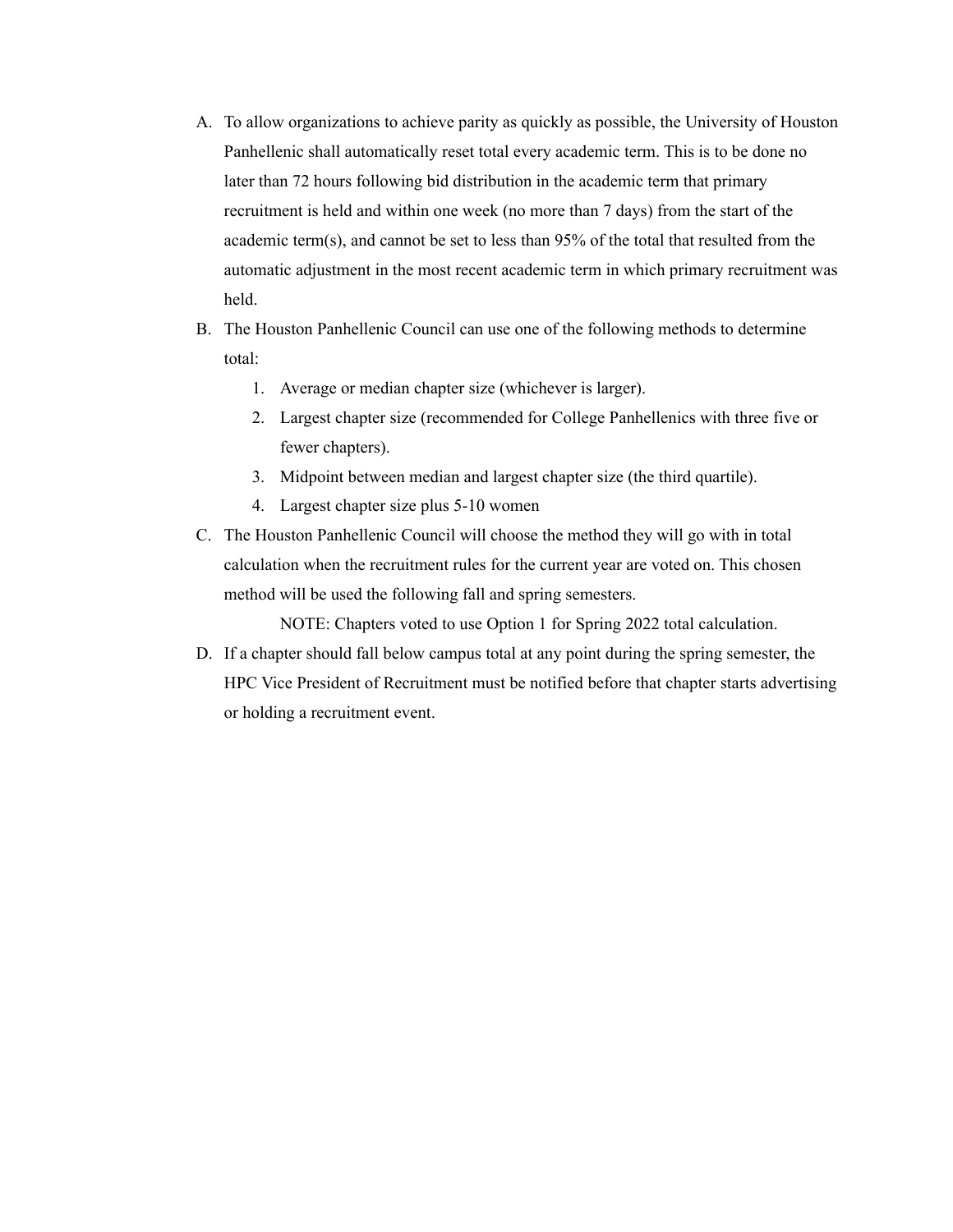A. To allow organizations to achieve parity as quickly as possible, the University of Houston Panhellenic shall automatically reset total every academic term. This is to be done no later than 72 hours following bid distribution in the academic term that primary recruitment is held and within one week (no more than 7 days) from the start of the academic term(s), and cannot be set to less than 95% of the total that resulted from the automatic adjustment in the most recent academic term in which primary recruitment was held.

B. The Houston Panhellenic Council can use one of the following methods to determine total:
   1. Average or median chapter size (whichever is larger).
   2. Largest chapter size (recommended for College Panhellenics with three five or fewer chapters).
   3. Midpoint between median and largest chapter size (the third quartile).
   4. Largest chapter size plus 5-10 women

C. The Houston Panhellenic Council will choose the method they will go with in total calculation when the recruitment rules for the current year are voted on. This chosen method will be used the following fall and spring semesters.

   NOTE: Chapters voted to use Option 1 for Spring 2022 total calculation.

D. If a chapter should fall below campus total at any point during the spring semester, the HPC Vice President of Recruitment must be notified before that chapter starts advertising or holding a recruitment event.